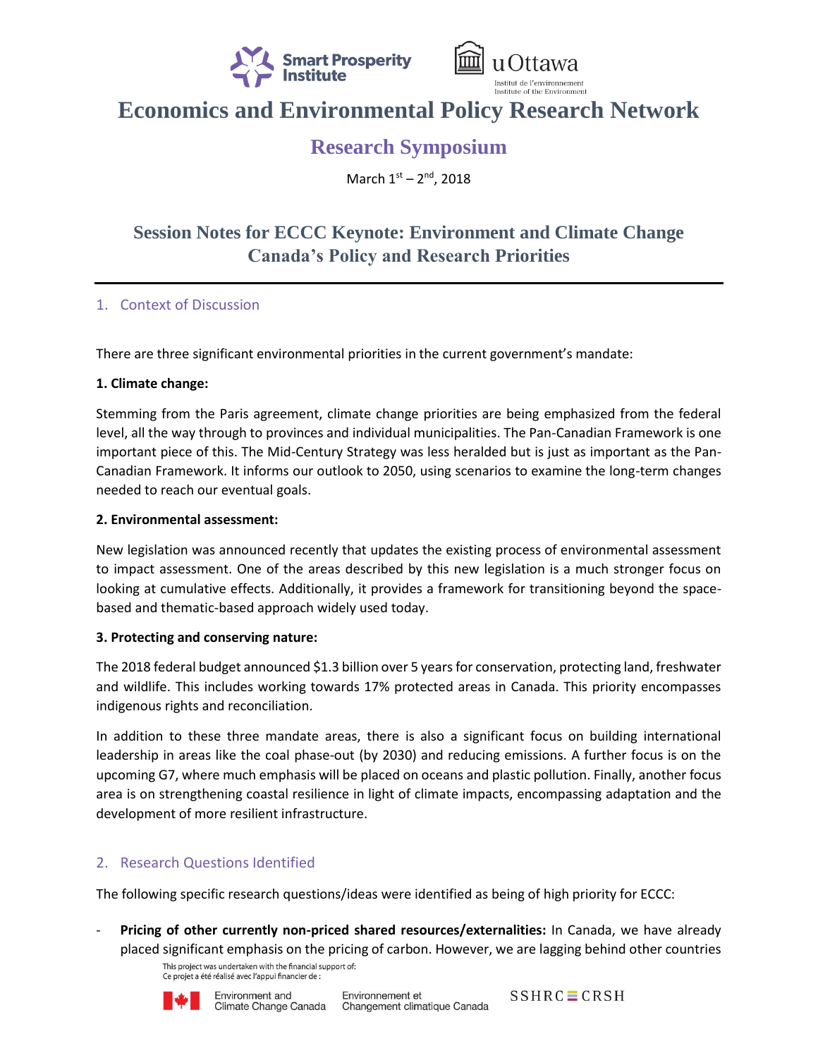# Economics and Environmental Policy Research Network

## Research Symposium

March 1st – 2nd, 2018

## Session Notes for ECCC Keynote: Environment and Climate Change Canada's Policy and Research Priorities

### 1. Context of Discussion

There are three significant environmental priorities in the current government's mandate:

**1. Climate change:**

Stemming from the Paris agreement, climate change priorities are being emphasized from the federal level, all the way through to provinces and individual municipalities. The Pan-Canadian Framework is one important piece of this. The Mid-Century Strategy was less heralded but is just as important as the Pan-Canadian Framework. It informs our outlook to 2050, using scenarios to examine the long-term changes needed to reach our eventual goals.

**2. Environmental assessment:**

New legislation was announced recently that updates the existing process of environmental assessment to impact assessment. One of the areas described by this new legislation is a much stronger focus on looking at cumulative effects. Additionally, it provides a framework for transitioning beyond the space-based and thematic-based approach widely used today.

**3. Protecting and conserving nature:**

The 2018 federal budget announced $1.3 billion over 5 years for conservation, protecting land, freshwater and wildlife. This includes working towards 17% protected areas in Canada. This priority encompasses indigenous rights and reconciliation.

In addition to these three mandate areas, there is also a significant focus on building international leadership in areas like the coal phase-out (by 2030) and reducing emissions. A further focus is on the upcoming G7, where much emphasis will be placed on oceans and plastic pollution. Finally, another focus area is on strengthening coastal resilience in light of climate impacts, encompassing adaptation and the development of more resilient infrastructure.

### 2. Research Questions Identified

The following specific research questions/ideas were identified as being of high priority for ECCC:

- **Pricing of other currently non-priced shared resources/externalities:** In Canada, we have already placed significant emphasis on the pricing of carbon. However, we are lagging behind other countries

This project was undertaken with the financial support of:
Ce projet a été réalisé avec l'appui financier de :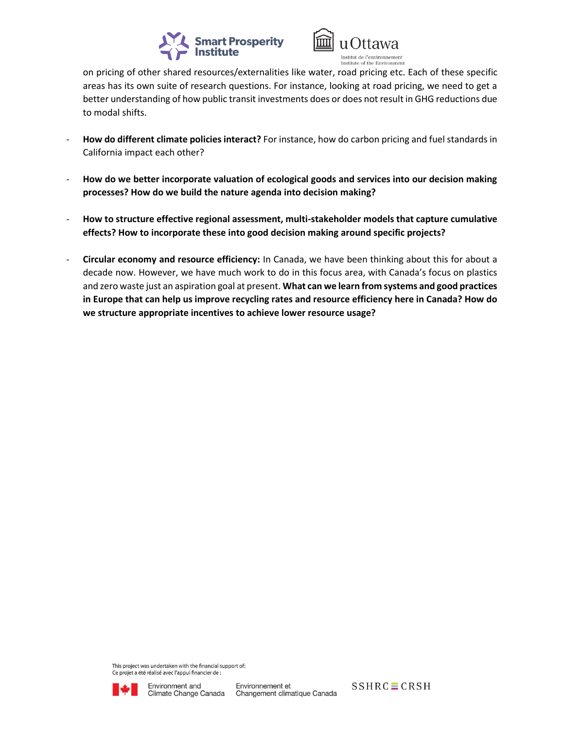on pricing of other shared resources/externalities like water, road pricing etc. Each of these specific areas has its own suite of research questions. For instance, looking at road pricing, we need to get a better understanding of how public transit investments does or does not result in GHG reductions due to modal shifts.

- **How do different climate policies interact?** For instance, how do carbon pricing and fuel standards in California impact each other?

- **How do we better incorporate valuation of ecological goods and services into our decision making processes? How do we build the nature agenda into decision making?**

- **How to structure effective regional assessment, multi-stakeholder models that capture cumulative effects? How to incorporate these into good decision making around specific projects?**

- **Circular economy and resource efficiency:** In Canada, we have been thinking about this for about a decade now. However, we have much work to do in this focus area, with Canada's focus on plastics and zero waste just an aspiration goal at present. **What can we learn from systems and good practices in Europe that can help us improve recycling rates and resource efficiency here in Canada? How do we structure appropriate incentives to achieve lower resource usage?**